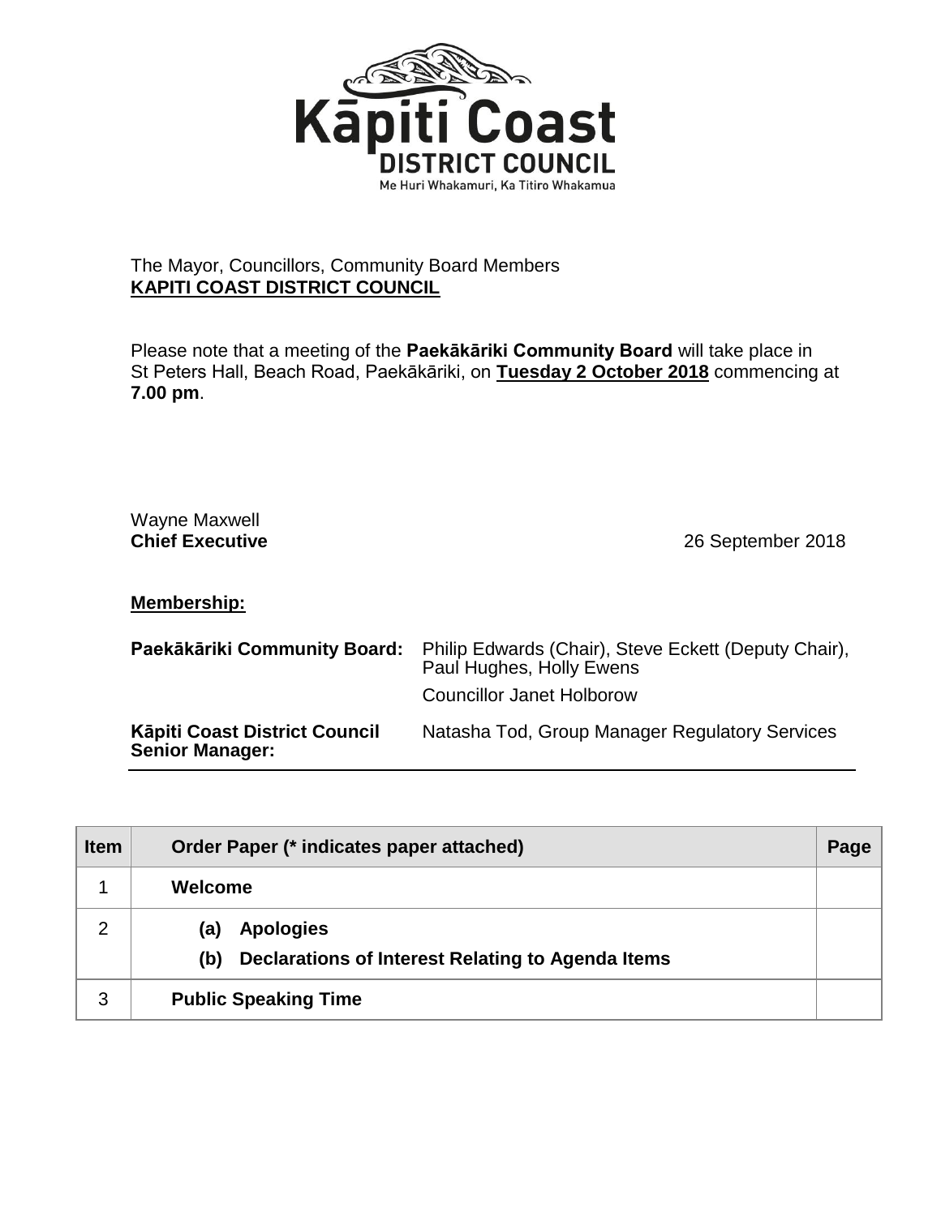Kāpiti Coast
DISTRICT COUNCIL
Me Huri Whakamuri, Ka Titiro Whakamua

The Mayor, Councillors, Community Board Members
**KAPITI COAST DISTRICT COUNCIL**

Please note that a meeting of the **Paekākāriki Community Board** will take place in St Peters Hall, Beach Road, Paekākāriki, on **Tuesday 2 October 2018** commencing at **7.00 pm**.

Wayne Maxwell
**Chief Executive**

26 September 2018

**Membership:**

| | |
|---|---|
| **Paekākāriki Community Board:** | Philip Edwards (Chair), Steve Eckett (Deputy Chair), Paul Hughes, Holly Ewens<br>Councillor Janet Holborow |
| **Kāpiti Coast District Council Senior Manager:** | Natasha Tod, Group Manager Regulatory Services |

| Item | Order Paper (* indicates paper attached) | Page |
|---|---|---|
| 1 | **Welcome** | |
| 2 | **(a) Apologies**<br>**(b) Declarations of Interest Relating to Agenda Items** | |
| 3 | **Public Speaking Time** | |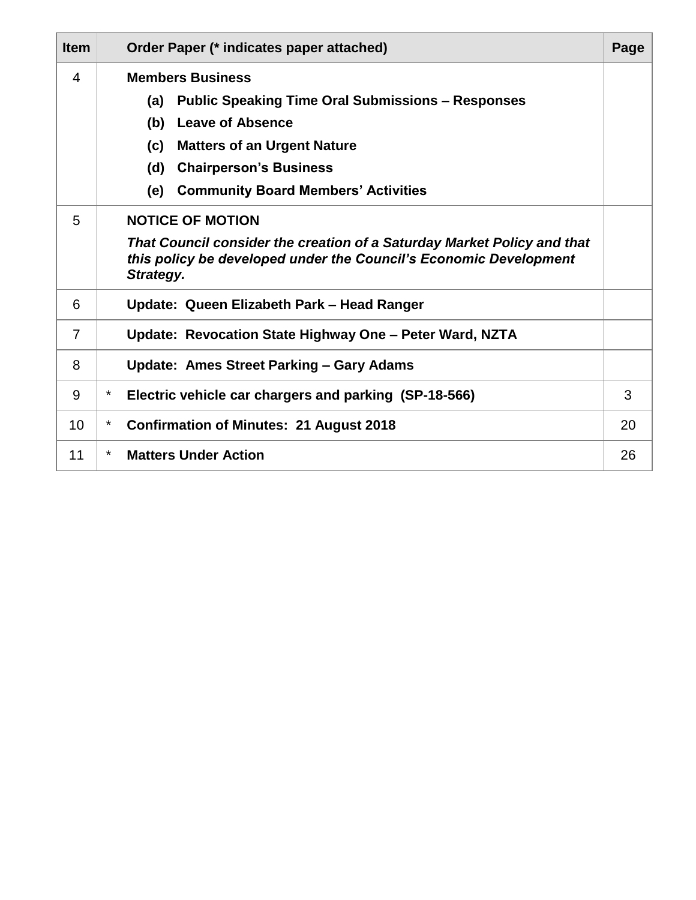| Item | | Order Paper (* indicates paper attached) | Page |
|---|---|---|---|
| 4 | | **Members Business**<br>**(a) Public Speaking Time Oral Submissions – Responses**<br>**(b) Leave of Absence**<br>**(c) Matters of an Urgent Nature**<br>**(d) Chairperson's Business**<br>**(e) Community Board Members' Activities** | |
| 5 | | **NOTICE OF MOTION**<br>***That Council consider the creation of a Saturday Market Policy and that this policy be developed under the Council's Economic Development Strategy.*** | |
| 6 | | **Update: Queen Elizabeth Park – Head Ranger** | |
| 7 | | **Update: Revocation State Highway One – Peter Ward, NZTA** | |
| 8 | | **Update: Ames Street Parking – Gary Adams** | |
| 9 | * | **Electric vehicle car chargers and parking (SP-18-566)** | 3 |
| 10 | * | **Confirmation of Minutes: 21 August 2018** | 20 |
| 11 | * | **Matters Under Action** | 26 |